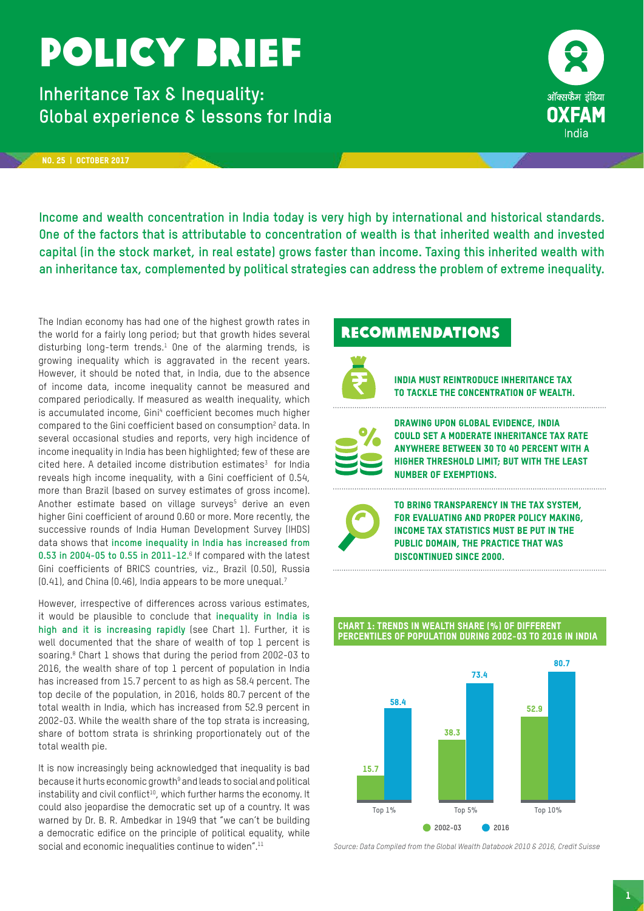# POLICY BRIEF

## Inheritance Tax & Inequality: Global experience & lessons for India

ऑक्सफैम इंडिया
OXFAM
India

NO. 25 | OCTOBER 2017

**Income and wealth concentration in India today is very high by international and historical standards. One of the factors that is attributable to concentration of wealth is that inherited wealth and invested capital (in the stock market, in real estate) grows faster than income. Taxing this inherited wealth with an inheritance tax, complemented by political strategies can address the problem of extreme inequality.**

The Indian economy has had one of the highest growth rates in the world for a fairly long period; but that growth hides several disturbing long-term trends.[1] One of the alarming trends, is growing inequality which is aggravated in the recent years. However, it should be noted that, in India, due to the absence of income data, income inequality cannot be measured and compared periodically. If measured as wealth inequality, which is accumulated income, Gini[4] coefficient becomes much higher compared to the Gini coefficient based on consumption[2] data. In several occasional studies and reports, very high incidence of income inequality in India has been highlighted; few of these are cited here. A detailed income distribution estimates[3] for India reveals high income inequality, with a Gini coefficient of 0.54, more than Brazil (based on survey estimates of gross income). Another estimate based on village surveys[5] derive an even higher Gini coefficient of around 0.60 or more. More recently, the successive rounds of India Human Development Survey (IHDS) data shows that **income inequality in India has increased from 0.53 in 2004-05 to 0.55 in 2011-12.**[6] If compared with the latest Gini coefficients of BRICS countries, viz., Brazil (0.50), Russia (0.41), and China (0.46), India appears to be more unequal.[7]

However, irrespective of differences across various estimates, it would be plausible to conclude that **inequality in India is high and it is increasing rapidly** (see Chart 1). Further, it is well documented that the share of wealth of top 1 percent is soaring.[8] Chart 1 shows that during the period from 2002-03 to 2016, the wealth share of top 1 percent of population in India has increased from 15.7 percent to as high as 58.4 percent. The top decile of the population, in 2016, holds 80.7 percent of the total wealth in India, which has increased from 52.9 percent in 2002-03. While the wealth share of the top strata is increasing, share of bottom strata is shrinking proportionately out of the total wealth pie.

It is now increasingly being acknowledged that inequality is bad because it hurts economic growth[9] and leads to social and political instability and civil conflict[10], which further harms the economy. It could also jeopardise the democratic set up of a country. It was warned by Dr. B. R. Ambedkar in 1949 that "we can't be building a democratic edifice on the principle of political equality, while social and economic inequalities continue to widen".[11]

## RECOMMENDATIONS

- **INDIA MUST REINTRODUCE INHERITANCE TAX TO TACKLE THE CONCENTRATION OF WEALTH.**
- **DRAWING UPON GLOBAL EVIDENCE, INDIA COULD SET A MODERATE INHERITANCE TAX RATE ANYWHERE BETWEEN 30 TO 40 PERCENT WITH A HIGHER THRESHOLD LIMIT; BUT WITH THE LEAST NUMBER OF EXEMPTIONS.**
- **TO BRING TRANSPARENCY IN THE TAX SYSTEM, FOR EVALUATING AND PROPER POLICY MAKING, INCOME TAX STATISTICS MUST BE PUT IN THE PUBLIC DOMAIN, THE PRACTICE THAT WAS DISCONTINUED SINCE 2000.**

**CHART 1: TRENDS IN WEALTH SHARE (%) OF DIFFERENT PERCENTILES OF POPULATION DURING 2002-03 TO 2016 IN INDIA**

| | 2002-03 | 2016 |
|---|---|---|
| Top 1% | 15.7 | 58.4 |
| Top 5% | 38.3 | 73.4 |
| Top 10% | 52.9 | 80.7 |

*Source: Data Compiled from the Global Wealth Databook 2010 & 2016, Credit Suisse*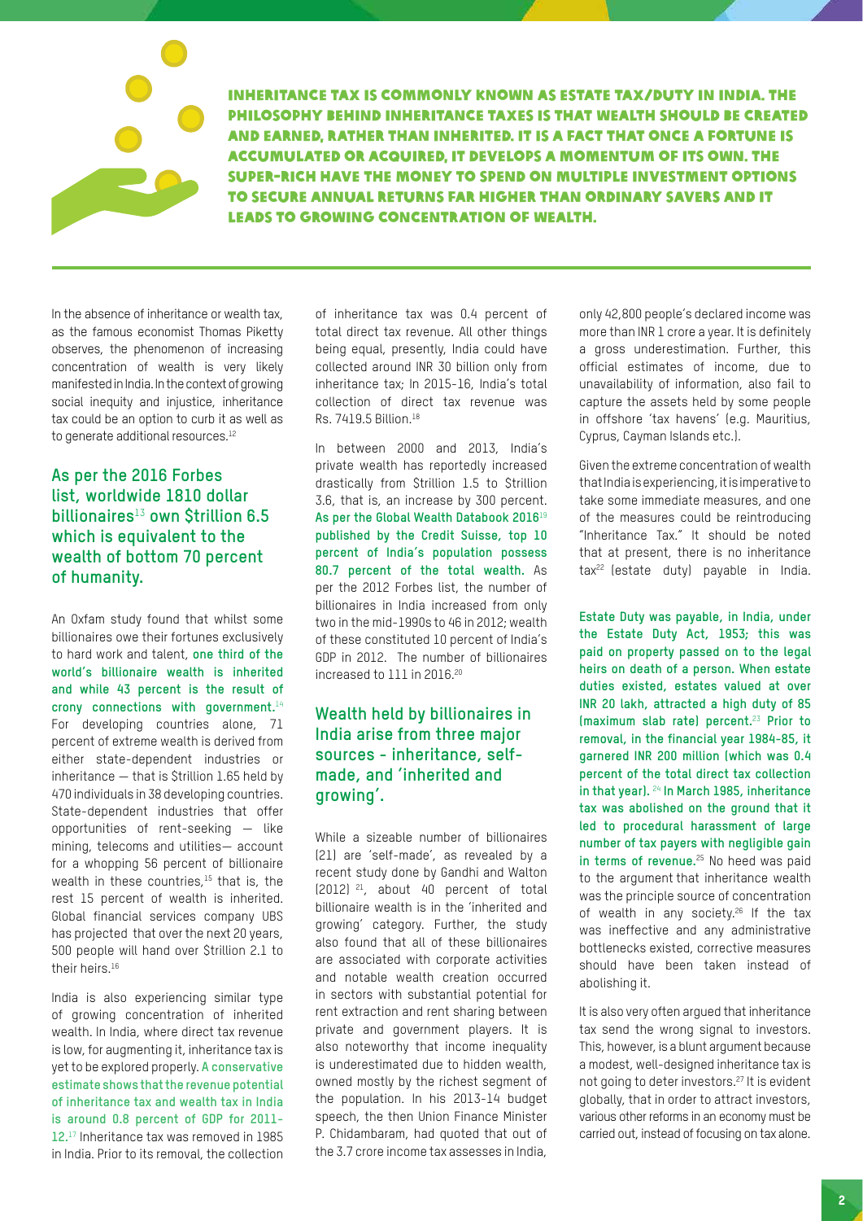**INHERITANCE TAX IS COMMONLY KNOWN AS ESTATE TAX/DUTY IN INDIA. THE PHILOSOPHY BEHIND INHERITANCE TAXES IS THAT WEALTH SHOULD BE CREATED AND EARNED, RATHER THAN INHERITED. IT IS A FACT THAT ONCE A FORTUNE IS ACCUMULATED OR ACQUIRED, IT DEVELOPS A MOMENTUM OF ITS OWN. THE SUPER-RICH HAVE THE MONEY TO SPEND ON MULTIPLE INVESTMENT OPTIONS TO SECURE ANNUAL RETURNS FAR HIGHER THAN ORDINARY SAVERS AND IT LEADS TO GROWING CONCENTRATION OF WEALTH.**

In the absence of inheritance or wealth tax, as the famous economist Thomas Piketty observes, the phenomenon of increasing concentration of wealth is very likely manifested in India. In the context of growing social inequity and injustice, inheritance tax could be an option to curb it as well as to generate additional resources.[12]

### As per the 2016 Forbes list, worldwide 1810 dollar billionaires[13] own $trillion 6.5 which is equivalent to the wealth of bottom 70 percent of humanity.

An Oxfam study found that whilst some billionaires owe their fortunes exclusively to hard work and talent, **one third of the world's billionaire wealth is inherited and while 43 percent is the result of crony connections with government.**[14] For developing countries alone, 71 percent of extreme wealth is derived from either state-dependent industries or inheritance — that is $trillion 1.65 held by 470 individuals in 38 developing countries. State-dependent industries that offer opportunities of rent-seeking — like mining, telecoms and utilities— account for a whopping 56 percent of billionaire wealth in these countries,[15] that is, the rest 15 percent of wealth is inherited. Global financial services company UBS has projected that over the next 20 years, 500 people will hand over $trillion 2.1 to their heirs.[16]

India is also experiencing similar type of growing concentration of inherited wealth. In India, where direct tax revenue is low, for augmenting it, inheritance tax is yet to be explored properly. **A conservative estimate shows that the revenue potential of inheritance tax and wealth tax in India is around 0.8 percent of GDP for 2011-12.**[17] Inheritance tax was removed in 1985 in India. Prior to its removal, the collection of inheritance tax was 0.4 percent of total direct tax revenue. All other things being equal, presently, India could have collected around INR 30 billion only from inheritance tax; In 2015-16, India's total collection of direct tax revenue was Rs. 7419.5 Billion.[18]

In between 2000 and 2013, India's private wealth has reportedly increased drastically from $trillion 1.5 to $trillion 3.6, that is, an increase by 300 percent. **As per the Global Wealth Databook 2016**[19] **published by the Credit Suisse, top 10 percent of India's population possess 80.7 percent of the total wealth.** As per the 2012 Forbes list, the number of billionaires in India increased from only two in the mid-1990s to 46 in 2012; wealth of these constituted 10 percent of India's GDP in 2012. The number of billionaires increased to 111 in 2016.[20]

### Wealth held by billionaires in India arise from three major sources - inheritance, self-made, and 'inherited and growing'.

While a sizeable number of billionaires (21) are 'self-made', as revealed by a recent study done by Gandhi and Walton (2012) [21], about 40 percent of total billionaire wealth is in the 'inherited and growing' category. Further, the study also found that all of these billionaires are associated with corporate activities and notable wealth creation occurred in sectors with substantial potential for rent extraction and rent sharing between private and government players. It is also noteworthy that income inequality is underestimated due to hidden wealth, owned mostly by the richest segment of the population. In his 2013-14 budget speech, the then Union Finance Minister P. Chidambaram, had quoted that out of the 3.7 crore income tax assesses in India, only 42,800 people's declared income was more than INR 1 crore a year. It is definitely a gross underestimation. Further, this official estimates of income, due to unavailability of information, also fail to capture the assets held by some people in offshore 'tax havens' (e.g. Mauritius, Cyprus, Cayman Islands etc.).

Given the extreme concentration of wealth that India is experiencing, it is imperative to take some immediate measures, and one of the measures could be reintroducing "Inheritance Tax." It should be noted that at present, there is no inheritance tax[22] (estate duty) payable in India.

**Estate Duty was payable, in India, under the Estate Duty Act, 1953; this was paid on property passed on to the legal heirs on death of a person. When estate duties existed, estates valued at over INR 20 lakh, attracted a high duty of 85 (maximum slab rate) percent.**[23] **Prior to removal, in the financial year 1984-85, it garnered INR 200 million (which was 0.4 percent of the total direct tax collection in that year).** [24] **In March 1985, inheritance tax was abolished on the ground that it led to procedural harassment of large number of tax payers with negligible gain in terms of revenue.**[25] No heed was paid to the argument that inheritance wealth was the principle source of concentration of wealth in any society.[26] If the tax was ineffective and any administrative bottlenecks existed, corrective measures should have been taken instead of abolishing it.

It is also very often argued that inheritance tax send the wrong signal to investors. This, however, is a blunt argument because a modest, well-designed inheritance tax is not going to deter investors.[27] It is evident globally, that in order to attract investors, various other reforms in an economy must be carried out, instead of focusing on tax alone.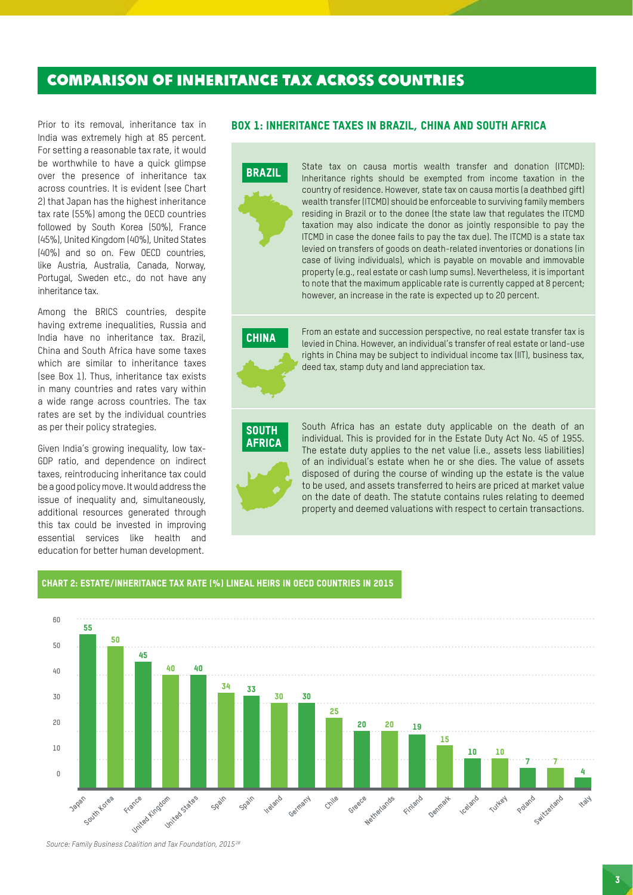# COMPARISON OF INHERITANCE TAX ACROSS COUNTRIES

Prior to its removal, inheritance tax in India was extremely high at 85 percent. For setting a reasonable tax rate, it would be worthwhile to have a quick glimpse over the presence of inheritance tax across countries. It is evident (see Chart 2) that Japan has the highest inheritance tax rate (55%) among the OECD countries followed by South Korea (50%), France (45%), United Kingdom (40%), United States (40%) and so on. Few OECD countries, like Austria, Australia, Canada, Norway, Portugal, Sweden etc., do not have any inheritance tax.

Among the BRICS countries, despite having extreme inequalities, Russia and India have no inheritance tax. Brazil, China and South Africa have some taxes which are similar to inheritance taxes (see Box 1). Thus, inheritance tax exists in many countries and rates vary within a wide range across countries. The tax rates are set by the individual countries as per their policy strategies.

Given India's growing inequality, low tax-GDP ratio, and dependence on indirect taxes, reintroducing inheritance tax could be a good policy move. It would address the issue of inequality and, simultaneously, additional resources generated through this tax could be invested in improving essential services like health and education for better human development.

## BOX 1: INHERITANCE TAXES IN BRAZIL, CHINA AND SOUTH AFRICA

**BRAZIL**

State tax on causa mortis wealth transfer and donation (ITCMD): Inheritance rights should be exempted from income taxation in the country of residence. However, state tax on causa mortis (a deathbed gift) wealth transfer (ITCMD) should be enforceable to surviving family members residing in Brazil or to the donee (the state law that regulates the ITCMD taxation may also indicate the donor as jointly responsible to pay the ITCMD in case the donee fails to pay the tax due). The ITCMD is a state tax levied on transfers of goods on death-related inventories or donations (in case of living individuals), which is payable on movable and immovable property (e.g., real estate or cash lump sums). Nevertheless, it is important to note that the maximum applicable rate is currently capped at 8 percent; however, an increase in the rate is expected up to 20 percent.

**CHINA**

From an estate and succession perspective, no real estate transfer tax is levied in China. However, an individual's transfer of real estate or land-use rights in China may be subject to individual income tax (IIT), business tax, deed tax, stamp duty and land appreciation tax.

**SOUTH AFRICA**

South Africa has an estate duty applicable on the death of an individual. This is provided for in the Estate Duty Act No. 45 of 1955. The estate duty applies to the net value (i.e., assets less liabilities) of an individual's estate when he or she dies. The value of assets disposed of during the course of winding up the estate is the value to be used, and assets transferred to heirs are priced at market value on the date of death. The statute contains rules relating to deemed property and deemed valuations with respect to certain transactions.

## CHART 2: ESTATE/INHERITANCE TAX RATE (%) LINEAL HEIRS IN OECD COUNTRIES IN 2015

| Country | Rate (%) |
|---|---|
| Japan | 55 |
| South Korea | 50 |
| France | 45 |
| United Kingdom | 40 |
| United States | 40 |
| Spain | 34 |
| Spain | 33 |
| Ireland | 30 |
| Germany | 30 |
| Chile | 25 |
| Greece | 20 |
| Netherlands | 20 |
| Finland | 19 |
| Denmark | 15 |
| Iceland | 10 |
| Turkey | 10 |
| Poland | 7 |
| Switzerland | 7 |
| Italy | 4 |

*Source: Family Business Coalition and Tax Foundation, 2015*[28]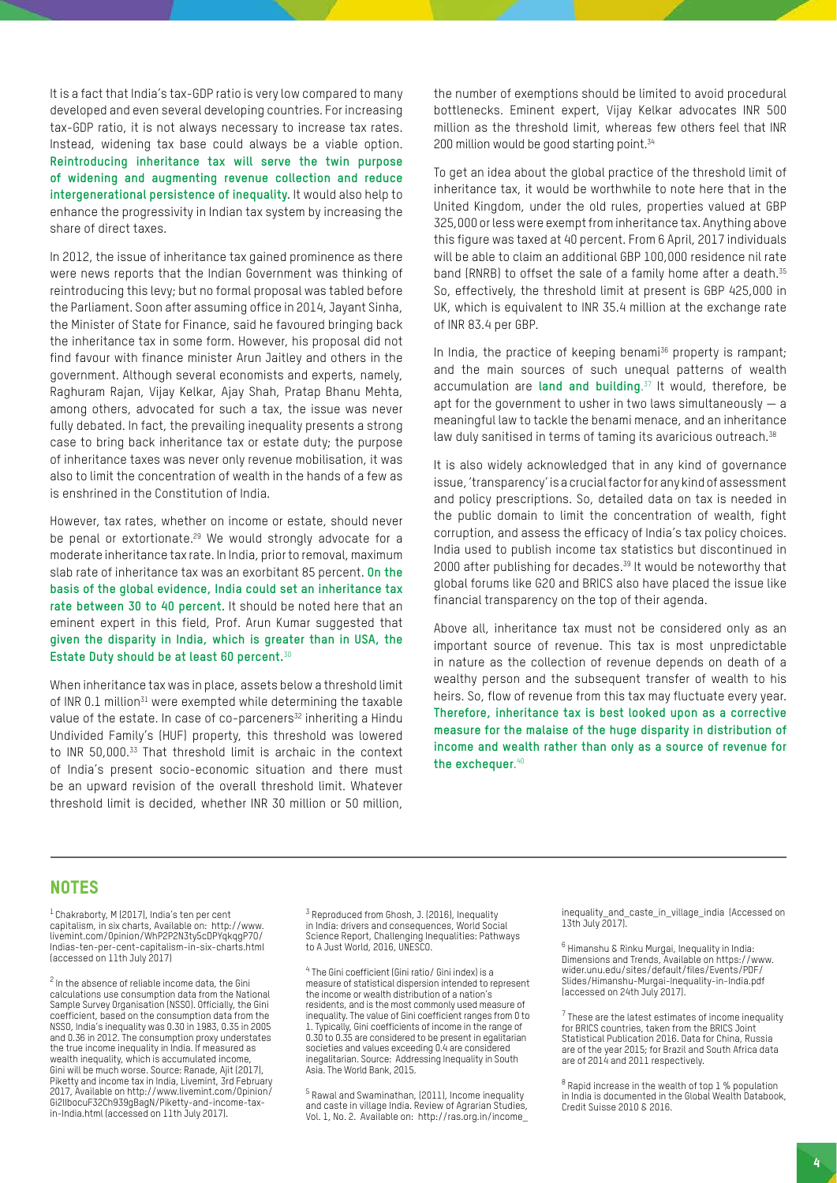It is a fact that India's tax-GDP ratio is very low compared to many developed and even several developing countries. For increasing tax-GDP ratio, it is not always necessary to increase tax rates. Instead, widening tax base could always be a viable option. **Reintroducing inheritance tax will serve the twin purpose of widening and augmenting revenue collection and reduce intergenerational persistence of inequality.** It would also help to enhance the progressivity in Indian tax system by increasing the share of direct taxes.

In 2012, the issue of inheritance tax gained prominence as there were news reports that the Indian Government was thinking of reintroducing this levy; but no formal proposal was tabled before the Parliament. Soon after assuming office in 2014, Jayant Sinha, the Minister of State for Finance, said he favoured bringing back the inheritance tax in some form. However, his proposal did not find favour with finance minister Arun Jaitley and others in the government. Although several economists and experts, namely, Raghuram Rajan, Vijay Kelkar, Ajay Shah, Pratap Bhanu Mehta, among others, advocated for such a tax, the issue was never fully debated. In fact, the prevailing inequality presents a strong case to bring back inheritance tax or estate duty; the purpose of inheritance taxes was never only revenue mobilisation, it was also to limit the concentration of wealth in the hands of a few as is enshrined in the Constitution of India.

However, tax rates, whether on income or estate, should never be penal or extortionate.[29] We would strongly advocate for a moderate inheritance tax rate. In India, prior to removal, maximum slab rate of inheritance tax was an exorbitant 85 percent. **On the basis of the global evidence, India could set an inheritance tax rate between 30 to 40 percent.** It should be noted here that an eminent expert in this field, Prof. Arun Kumar suggested that **given the disparity in India, which is greater than in USA, the Estate Duty should be at least 60 percent.**[30]

When inheritance tax was in place, assets below a threshold limit of INR 0.1 million[31] were exempted while determining the taxable value of the estate. In case of co-parceners[32] inheriting a Hindu Undivided Family's (HUF) property, this threshold was lowered to INR 50,000.[33] That threshold limit is archaic in the context of India's present socio-economic situation and there must be an upward revision of the overall threshold limit. Whatever threshold limit is decided, whether INR 30 million or 50 million, the number of exemptions should be limited to avoid procedural bottlenecks. Eminent expert, Vijay Kelkar advocates INR 500 million as the threshold limit, whereas few others feel that INR 200 million would be good starting point.[34]

To get an idea about the global practice of the threshold limit of inheritance tax, it would be worthwhile to note here that in the United Kingdom, under the old rules, properties valued at GBP 325,000 or less were exempt from inheritance tax. Anything above this figure was taxed at 40 percent. From 6 April, 2017 individuals will be able to claim an additional GBP 100,000 residence nil rate band (RNRB) to offset the sale of a family home after a death.[35] So, effectively, the threshold limit at present is GBP 425,000 in UK, which is equivalent to INR 35.4 million at the exchange rate of INR 83.4 per GBP.

In India, the practice of keeping benami[36] property is rampant; and the main sources of such unequal patterns of wealth accumulation are **land and building**.[37] It would, therefore, be apt for the government to usher in two laws simultaneously — a meaningful law to tackle the benami menace, and an inheritance law duly sanitised in terms of taming its avaricious outreach.[38]

It is also widely acknowledged that in any kind of governance issue, 'transparency' is a crucial factor for any kind of assessment and policy prescriptions. So, detailed data on tax is needed in the public domain to limit the concentration of wealth, fight corruption, and assess the efficacy of India's tax policy choices. India used to publish income tax statistics but discontinued in 2000 after publishing for decades.[39] It would be noteworthy that global forums like G20 and BRICS also have placed the issue like financial transparency on the top of their agenda.

Above all, inheritance tax must not be considered only as an important source of revenue. This tax is most unpredictable in nature as the collection of revenue depends on death of a wealthy person and the subsequent transfer of wealth to his heirs. So, flow of revenue from this tax may fluctuate every year. **Therefore, inheritance tax is best looked upon as a corrective measure for the malaise of the huge disparity in distribution of income and wealth rather than only as a source of revenue for the exchequer.**[40]

## NOTES

[1] Chakraborty, M (2017), India's ten per cent capitalism, in six charts, Available on: http://www.livemint.com/Opinion/WhP2P2N3ty5cDPYqkqgP7O/Indias-ten-per-cent-capitalism-in-six-charts.html (accessed on 11th July 2017)

[2] In the absence of reliable income data, the Gini calculations use consumption data from the National Sample Survey Organisation (NSSO). Officially, the Gini coefficient, based on the consumption data from the NSSO, India's inequality was 0.30 in 1983, 0.35 in 2005 and 0.36 in 2012. The consumption proxy understates the true income inequality in India. If measured as wealth inequality, which is accumulated income, Gini will be much worse. Source: Ranade, Ajit (2017), Piketty and income tax in India, Livemint, 3rd February 2017, Available on http://www.livemint.com/Opinion/Gi2lIbocuF32Ch939gBagN/Piketty-and-income-tax-in-India.html (accessed on 11th July 2017).

[3] Reproduced from Ghosh, J. (2016), Inequality in India: drivers and consequences, World Social Science Report, Challenging Inequalities: Pathways to A Just World, 2016, UNESCO.

[4] The Gini coefficient (Gini ratio/ Gini index) is a measure of statistical dispersion intended to represent the income or wealth distribution of a nation's residents, and is the most commonly used measure of inequality. The value of Gini coefficient ranges from 0 to 1. Typically, Gini coefficients of income in the range of 0.30 to 0.35 are considered to be present in egalitarian societies and values exceeding 0.4 are considered inegalitarian. Source: Addressing Inequality in South Asia. The World Bank, 2015.

[5] Rawal and Swaminathan, (2011), Income inequality and caste in village India. Review of Agrarian Studies, Vol. 1, No. 2. Available on: http://ras.org.in/income_inequality_and_caste_in_village_india (Accessed on 13th July 2017).

[6] Himanshu & Rinku Murgai, Inequality in India: Dimensions and Trends, Available on https://www.wider.unu.edu/sites/default/files/Events/PDF/Slides/Himanshu-Murgai-Inequality-in-India.pdf (accessed on 24th July 2017).

[7] These are the latest estimates of income inequality for BRICS countries, taken from the BRICS Joint Statistical Publication 2016. Data for China, Russia are of the year 2015; for Brazil and South Africa data are of 2014 and 2011 respectively.

[8] Rapid increase in the wealth of top 1 % population in India is documented in the Global Wealth Databook, Credit Suisse 2010 & 2016.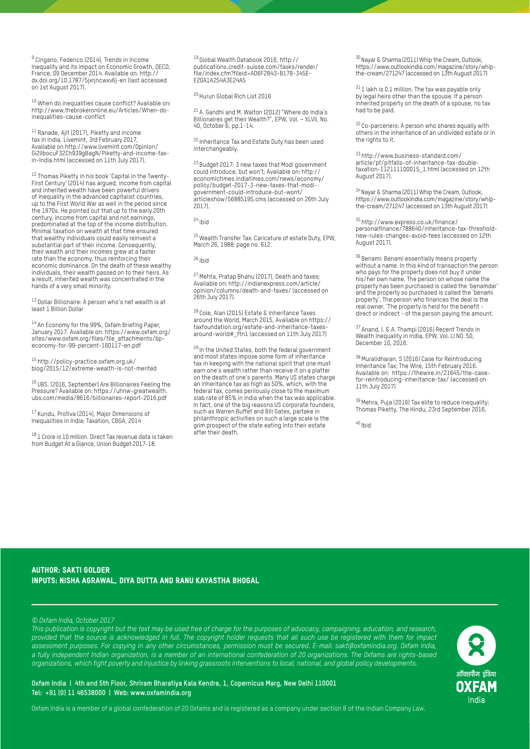[9] Cingano, Federico (2014), Trends in Income Inequality and its Impact on Economic Growth, OECD, France, 09 December 2014. Available on: http://dx.doi.org/10.1787/5jxrjncwxv6j-en (last accessed on 1st August 2017).

[10] When do inequalities cause conflict? Available on: http://www.thebrokeronline.eu/Articles/When-do-inequalities-cause-conflict

[11] Ranade, Ajit (2017), Piketty and income tax in India, Livemint, 3rd February 2017, Available on http://www.livemint.com/Opinion/Gi2lIbocuF32Ch939gBagN/Piketty-and-income-tax-in-India.html (accessed on 11th July 2017).

[12] Thomas Piketty in his book 'Capital in the Twenty-First Century' (2014) has argued, income from capital and inherited wealth have been powerful drivers of inequality in the advanced capitalist countries, up to the First World War as well in the period since the 1970s. He pointed out that up to the early 20th century, income from capital and not earnings, predominated at the top of the income distribution. Minimal taxation on wealth at that time ensured that wealthy individuals could easily reinvest a substantial part of their income. Consequently, their wealth and their incomes grew at a faster rate than the economy, thus reinforcing their economic dominance. On the death of these wealthy individuals, their wealth passed on to their heirs. As a result, inherited wealth was concentrated in the hands of a very small minority.

[13] Dollar Billionaire: A person who's net wealth is at least 1 Billion Dollar

[14] An Economy for the 99%, Oxfam Briefing Paper, January 2017. Available on: https://www.oxfam.org/sites/www.oxfam.org/files/file_attachments/bp-economy-for-99-percent-160117-en.pdf

[15] http://policy-practice.oxfam.org.uk/blog/2015/12/extreme-wealth-is-not-merited

[16] UBS. (2016, September) Are Billionaires Feeling the Pressure? Available on: https://uhnw-greatwealth.ubs.com/media/8616/billionaires-report-2016.pdf

[17] Kundu, Protiva (2014), Major Dimensions of Inequalities in India: Taxation, CBGA, 2014

[18] 1 Crore is 10 million. Direct Tax revenue data is taken from Budget At a Glance, Union Budget 2017-18.

[19] Global Wealth Databook 2016, http://publications.credit-suisse.com/tasks/render/file/index.cfm?fileid=AD6F2B43-B17B-345E-E20A1A254A3E24A5

[20] Hurun Global Rich List 2016

[21] A. Gandhi and M. Walton (2012) "Where do India's Billionaires get their Wealth?", EPW, Vol. – XLVII, No. 40, October 6, pp.1-14.

[22] Inheritance Tax and Estate Duty has been used interchangeably.

[23] Budget 2017: 3 new taxes that Modi government could introduce, but won't; Available on: http://economictimes.indiatimes.com/news/economy/policy/budget-2017-3-new-taxes-that-modi-government-could-introduce-but-wont/articleshow/56885195.cms (accessed on 26th July 2017).

[24] ibid

[25] Wealth Transfer Tax: Caricature of estate Duty, EPW, March 26, 1988; page no. 612.

[26] ibid

[27] Mehta, Pratap Bhanu (2017), Death and taxes; Available on: http://indianexpress.com/article/opinion/columns/death-and-taxes/ (accessed on 26th July 2017).

[28] Cole, Alan (2015) Estate & Inheritance Taxes around the World, March 2015, Available on https://taxfoundation.org/estate-and-inheritance-taxes-around-world#_ftn1 (accessed on 11th July 2017)

[29] In the United States, both the federal government and most states impose some form of inheritance tax in keeping with the national spirit that one must earn one's wealth rather than receive it on a platter on the death of one's parents. Many US states charge an inheritance tax as high as 50%, which, with the federal tax, comes perilously close to the maximum slab rate of 85% in India when the tax was applicable. In fact, one of the big reasons US corporate founders, such as Warren Buffet and Bill Gates, partake in philanthropic activities on such a large scale is the grim prospect of the state eating into their estate after their death.

[30] Nayar & Sharma (2011) Whip the Cream, Outlook, https://www.outlookindia.com/magazine/story/whip-the-cream/271247 (accessed on 13th August 2017)

[31] 1 lakh is 0.1 million. The tax was payable only by legal heirs other than the spouse. If a person inherited property on the death of a spouse, no tax had to be paid.

[32] Co-parceners: A person who shares equally with others in the inheritance of an undivided estate or in the rights to it.

[33] http://www.business-standard.com/article/pf/pitfalls-of-inheritance-tax-double-taxation-112111100015_1.html (accessed on 12th August 2017).

[34] Nayar & Sharma (2011) Whip the Cream, Outlook, https://www.outlookindia.com/magazine/story/whip-the-cream/271247 (accessed on 13th August 2017)

[35] http://www.express.co.uk/finance/personalfinance/788640/inheritance-tax-threshold-new-rules-changes-avoid-fees (accessed on 12th August 2017).

[36] Benami: Benami essentially means property without a name. In this kind of transaction the person who pays for the property does not buy it under his/her own name. The person on whose name the property has been purchased is called the 'benamdar' and the property so purchased is called the 'benami property'. The person who finances the deal is the real owner. 'The property is held for the benefit - direct or indirect - of the person paying the amount.

[37] Anand, I. & A. Thampi (2016) Recent Trends in Wealth Inequality in India, EPW, Vol. LI NO. 50, December 10, 2016.

[38] Muralidharan, S (2016) Case for Reintroducing Inheritance Tax; The Wire, 15th February 2016. Available on: https://thewire.in/21645/the-case-for-reintroducing-inheritance-tax/ (accessed on 11th July 2017)

[39] Mehra, Puja (2016) Tax elite to reduce inequality: Thomas Piketty, The Hindu, 23rd September 2016.

[40] Ibid

**AUTHOR: SAKTI GOLDER**
**INPUTS: NISHA AGRAWAL, DIYA DUTTA AND RANU KAYASTHA BHOGAL**

*© Oxfam India, October 2017*

*This publication is copyright but the text may be used free of charge for the purposes of advocacy, campaigning, education, and research, provided that the source is acknowledged in full. The copyright holder requests that all such use be registered with them for impact assessment purposes. For copying in any other circumstances, permission must be secured. E-mail: sakti@oxfamindia.org. Oxfam India, a fully independent Indian organization, is a member of an international confederation of 20 organizations. The Oxfams are rights-based organizations, which fight poverty and injustice by linking grassroots interventions to local, national, and global policy developments.*

**Oxfam India | 4th and 5th Floor, Shriram Bharatiya Kala Kendra, 1, Copernicus Marg, New Delhi 110001**
**Tel: +91 (0) 11 46538000 | Web: www.oxfamindia.org**

ऑक्सफैम इंडिया
OXFAM
India

Oxfam India is a member of a global confederation of 20 Oxfams and is registered as a company under section 8 of the Indian Company Law.